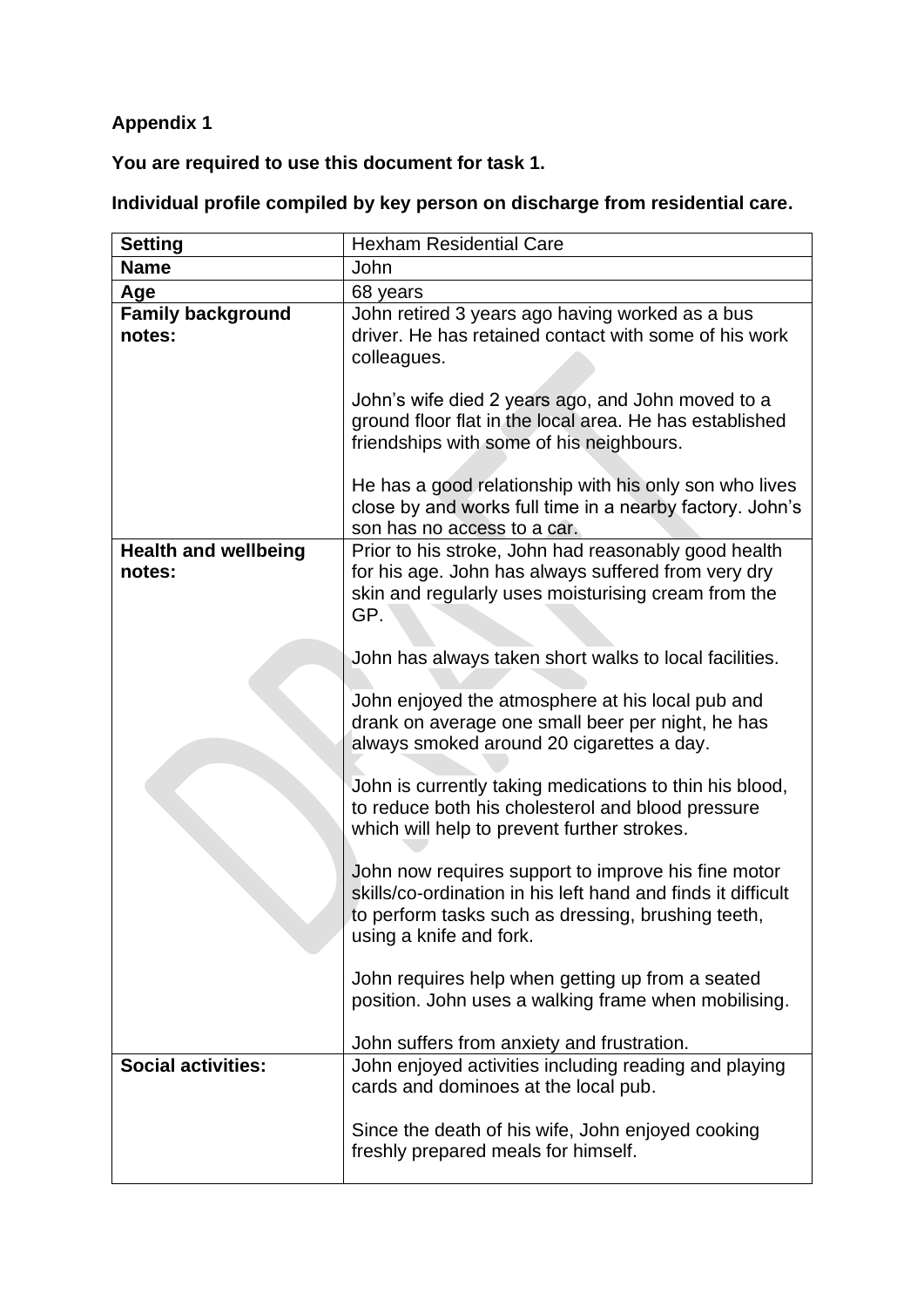**Appendix 1**

**You are required to use this document for task 1.**

**Individual profile compiled by key person on discharge from residential care.**

| **Setting** | Hexham Residential Care |
|---|---|
| **Name** | John |
| **Age** | 68 years |
| **Family background notes:** | John retired 3 years ago having worked as a bus driver. He has retained contact with some of his work colleagues.<br><br>John's wife died 2 years ago, and John moved to a ground floor flat in the local area. He has established friendships with some of his neighbours.<br><br>He has a good relationship with his only son who lives close by and works full time in a nearby factory. John's son has no access to a car. |
| **Health and wellbeing notes:** | Prior to his stroke, John had reasonably good health for his age. John has always suffered from very dry skin and regularly uses moisturising cream from the GP.<br><br>John has always taken short walks to local facilities.<br><br>John enjoyed the atmosphere at his local pub and drank on average one small beer per night, he has always smoked around 20 cigarettes a day.<br><br>John is currently taking medications to thin his blood, to reduce both his cholesterol and blood pressure which will help to prevent further strokes.<br><br>John now requires support to improve his fine motor skills/co-ordination in his left hand and finds it difficult to perform tasks such as dressing, brushing teeth, using a knife and fork.<br><br>John requires help when getting up from a seated position. John uses a walking frame when mobilising.<br><br>John suffers from anxiety and frustration. |
| **Social activities:** | John enjoyed activities including reading and playing cards and dominoes at the local pub.<br><br>Since the death of his wife, John enjoyed cooking freshly prepared meals for himself. |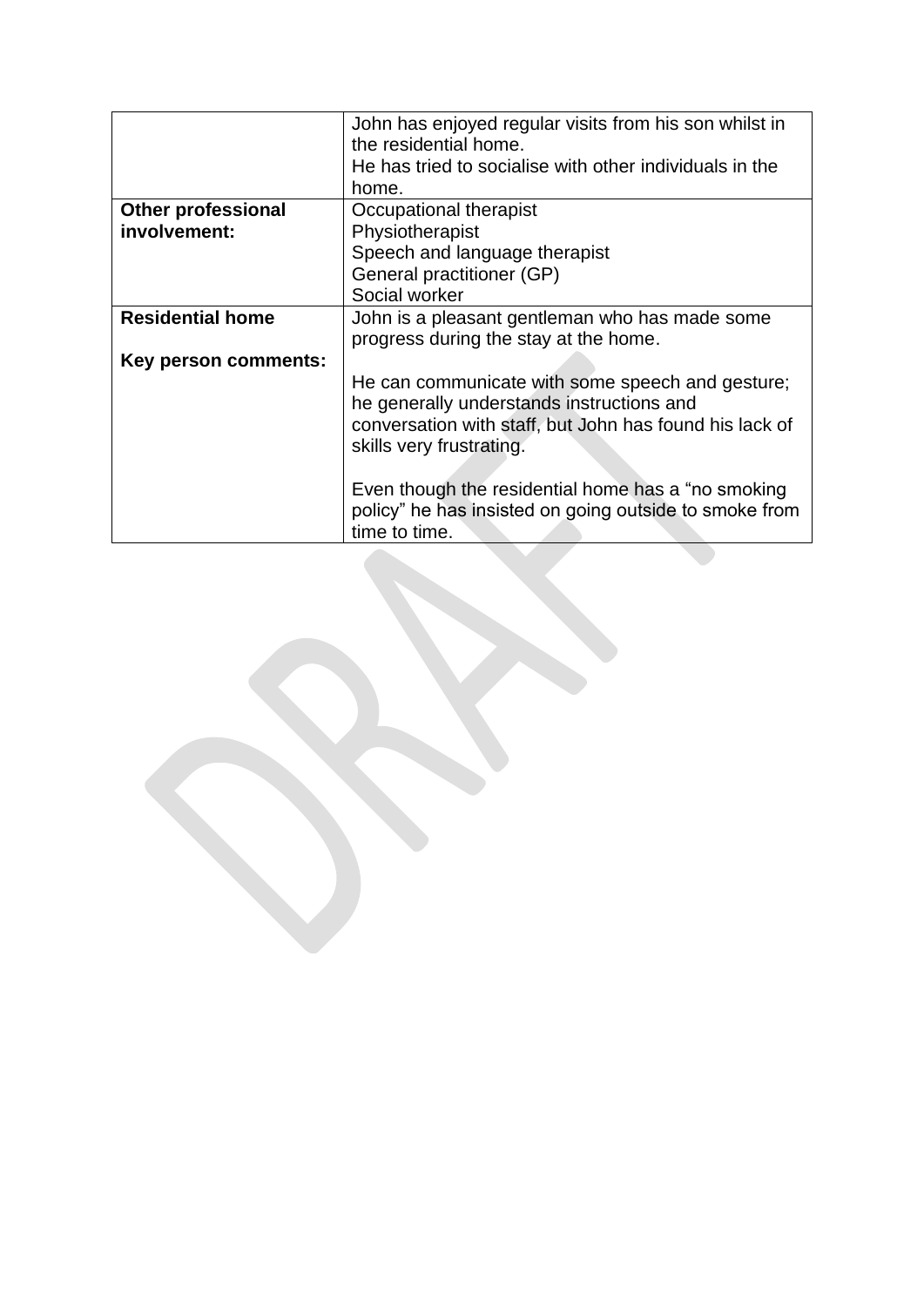| | |
|---|---|
| | John has enjoyed regular visits from his son whilst in the residential home.<br>He has tried to socialise with other individuals in the home. |
| **Other professional involvement:** | Occupational therapist<br>Physiotherapist<br>Speech and language therapist<br>General practitioner (GP)<br>Social worker |
| **Residential home**<br><br>**Key person comments:** | John is a pleasant gentleman who has made some progress during the stay at the home.<br><br>He can communicate with some speech and gesture; he generally understands instructions and conversation with staff, but John has found his lack of skills very frustrating.<br><br>Even though the residential home has a “no smoking policy” he has insisted on going outside to smoke from time to time. |